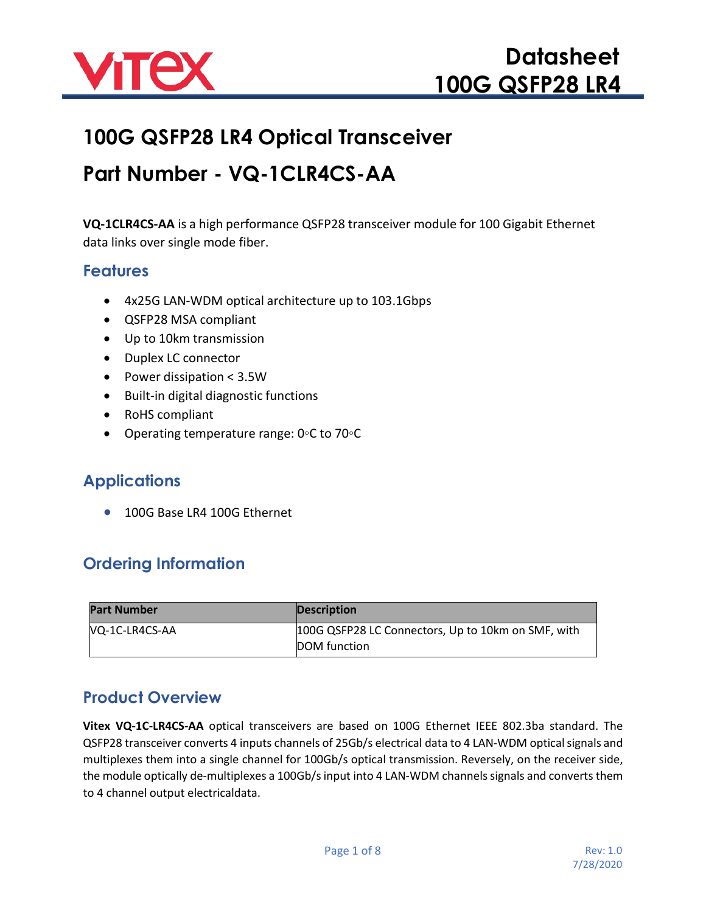# 100G QSFP28 LR4 Optical Transceiver

# Part Number - VQ-1CLR4CS-AA

**VQ-1CLR4CS-AA** is a high performance QSFP28 transceiver module for 100 Gigabit Ethernet data links over single mode fiber.

## Features

- 4x25G LAN-WDM optical architecture up to 103.1Gbps
- QSFP28 MSA compliant
- Up to 10km transmission
- Duplex LC connector
- Power dissipation < 3.5W
- Built-in digital diagnostic functions
- RoHS compliant
- Operating temperature range: 0◦C to 70◦C

## Applications

- 100G Base LR4 100G Ethernet

## Ordering Information

| Part Number | Description |
| --- | --- |
| VQ-1C-LR4CS-AA | 100G QSFP28 LC Connectors, Up to 10km on SMF, with DOM function |

## Product Overview

**Vitex VQ-1C-LR4CS-AA** optical transceivers are based on 100G Ethernet IEEE 802.3ba standard. The QSFP28 transceiver converts 4 inputs channels of 25Gb/s electrical data to 4 LAN-WDM optical signals and multiplexes them into a single channel for 100Gb/s optical transmission. Reversely, on the receiver side, the module optically de-multiplexes a 100Gb/s input into 4 LAN-WDM channels signals and converts them to 4 channel output electricaldata.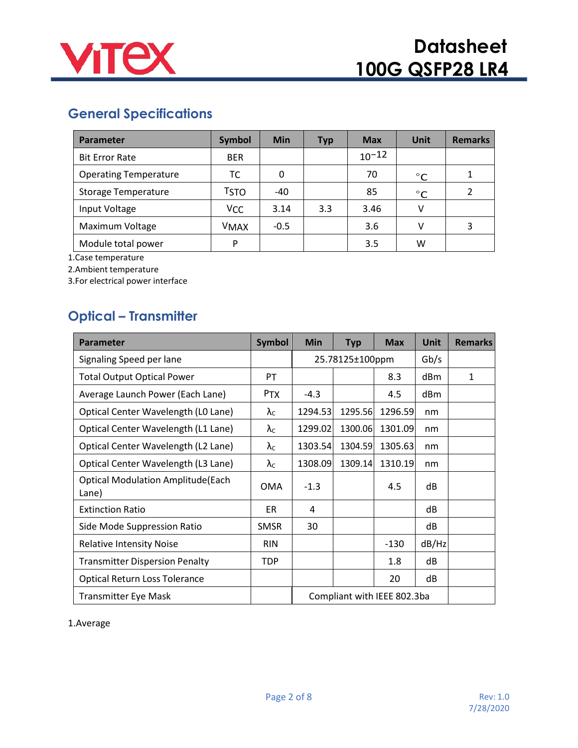## General Specifications

| Parameter | Symbol | Min | Typ | Max | Unit | Remarks |
|---|---|---|---|---|---|---|
| Bit Error Rate | BER | | | $10^{-12}$ | | |
| Operating Temperature | TC | 0 | | 70 | °C | 1 |
| Storage Temperature | $T_{STO}$ | -40 | | 85 | °C | 2 |
| Input Voltage | $V_{CC}$ | 3.14 | 3.3 | 3.46 | V | |
| Maximum Voltage | $V_{MAX}$ | -0.5 | | 3.6 | V | 3 |
| Module total power | P | | | 3.5 | W | |

1.Case temperature
2.Ambient temperature
3.For electrical power interface

## Optical – Transmitter

| Parameter | Symbol | Min | Typ | Max | Unit | Remarks |
|---|---|---|---|---|---|---|
| Signaling Speed per lane | | 25.78125±100ppm | | | Gb/s | |
| Total Output Optical Power | PT | | | 8.3 | dBm | 1 |
| Average Launch Power (Each Lane) | $P_{TX}$ | -4.3 | | 4.5 | dBm | |
| Optical Center Wavelength (L0 Lane) | $\lambda_C$ | 1294.53 | 1295.56 | 1296.59 | nm | |
| Optical Center Wavelength (L1 Lane) | $\lambda_C$ | 1299.02 | 1300.06 | 1301.09 | nm | |
| Optical Center Wavelength (L2 Lane) | $\lambda_C$ | 1303.54 | 1304.59 | 1305.63 | nm | |
| Optical Center Wavelength (L3 Lane) | $\lambda_C$ | 1308.09 | 1309.14 | 1310.19 | nm | |
| Optical Modulation Amplitude(Each Lane) | OMA | -1.3 | | 4.5 | dB | |
| Extinction Ratio | ER | 4 | | | dB | |
| Side Mode Suppression Ratio | SMSR | 30 | | | dB | |
| Relative Intensity Noise | RIN | | | -130 | dB/Hz | |
| Transmitter Dispersion Penalty | TDP | | | 1.8 | dB | |
| Optical Return Loss Tolerance | | | | 20 | dB | |
| Transmitter Eye Mask | | Compliant with IEEE 802.3ba | | | | |

1.Average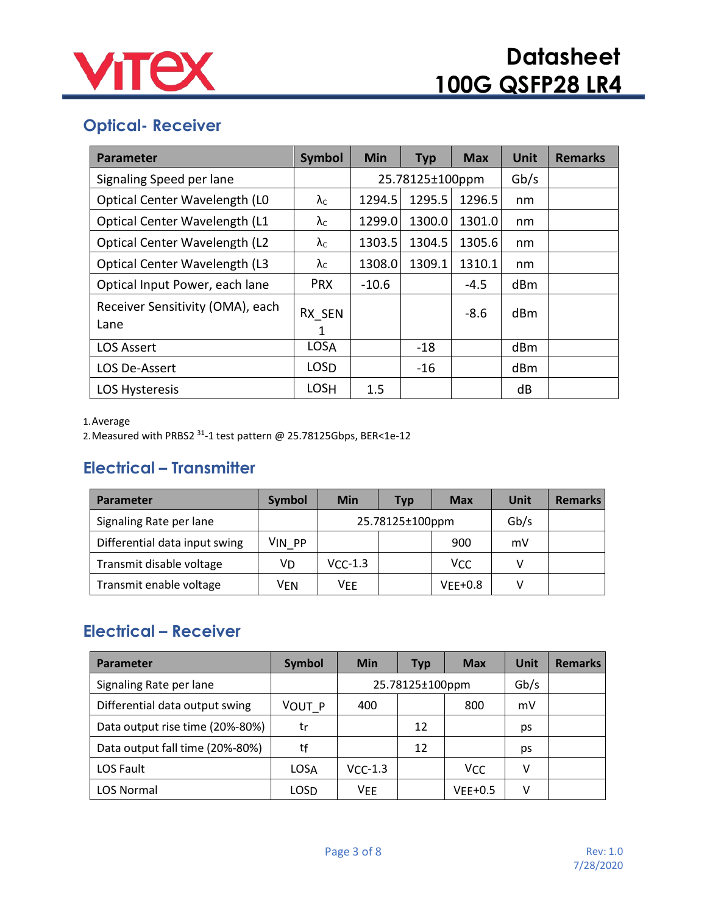## Optical- Receiver

| Parameter | Symbol | Min | Typ | Max | Unit | Remarks |
|---|---|---|---|---|---|---|
| Signaling Speed per lane | | 25.78125±100ppm | | | Gb/s | |
| Optical Center Wavelength (L0 | $\lambda_C$ | 1294.5 | 1295.5 | 1296.5 | nm | |
| Optical Center Wavelength (L1 | $\lambda_C$ | 1299.0 | 1300.0 | 1301.0 | nm | |
| Optical Center Wavelength (L2 | $\lambda_C$ | 1303.5 | 1304.5 | 1305.6 | nm | |
| Optical Center Wavelength (L3 | $\lambda_C$ | 1308.0 | 1309.1 | 1310.1 | nm | |
| Optical Input Power, each lane | PRX | -10.6 | | -4.5 | dBm | |
| Receiver Sensitivity (OMA), each Lane | RX_SEN 1 | | | -8.6 | dBm | |
| LOS Assert | LOSA | | -18 | | dBm | |
| LOS De-Assert | LOSD | | -16 | | dBm | |
| LOS Hysteresis | LOSH | 1.5 | | | dB | |

1. Average
2. Measured with PRBS2 [31]-1 test pattern @ 25.78125Gbps, BER<1e-12

## Electrical – Transmitter

| Parameter | Symbol | Min | Typ | Max | Unit | Remarks |
|---|---|---|---|---|---|---|
| Signaling Rate per lane | | 25.78125±100ppm | | | Gb/s | |
| Differential data input swing | VIN_PP | | | 900 | mV | |
| Transmit disable voltage | VD | VCC-1.3 | | VCC | V | |
| Transmit enable voltage | VEN | VEE | | VEE+0.8 | V | |

## Electrical – Receiver

| Parameter | Symbol | Min | Typ | Max | Unit | Remarks |
|---|---|---|---|---|---|---|
| Signaling Rate per lane | | 25.78125±100ppm | | | Gb/s | |
| Differential data output swing | VOUT_P | 400 | | 800 | mV | |
| Data output rise time (20%-80%) | tr | | 12 | | ps | |
| Data output fall time (20%-80%) | tf | | 12 | | ps | |
| LOS Fault | LOSA | VCC-1.3 | | VCC | V | |
| LOS Normal | LOSD | VEE | | VEE+0.5 | V | |

Rev: 1.0
7/28/2020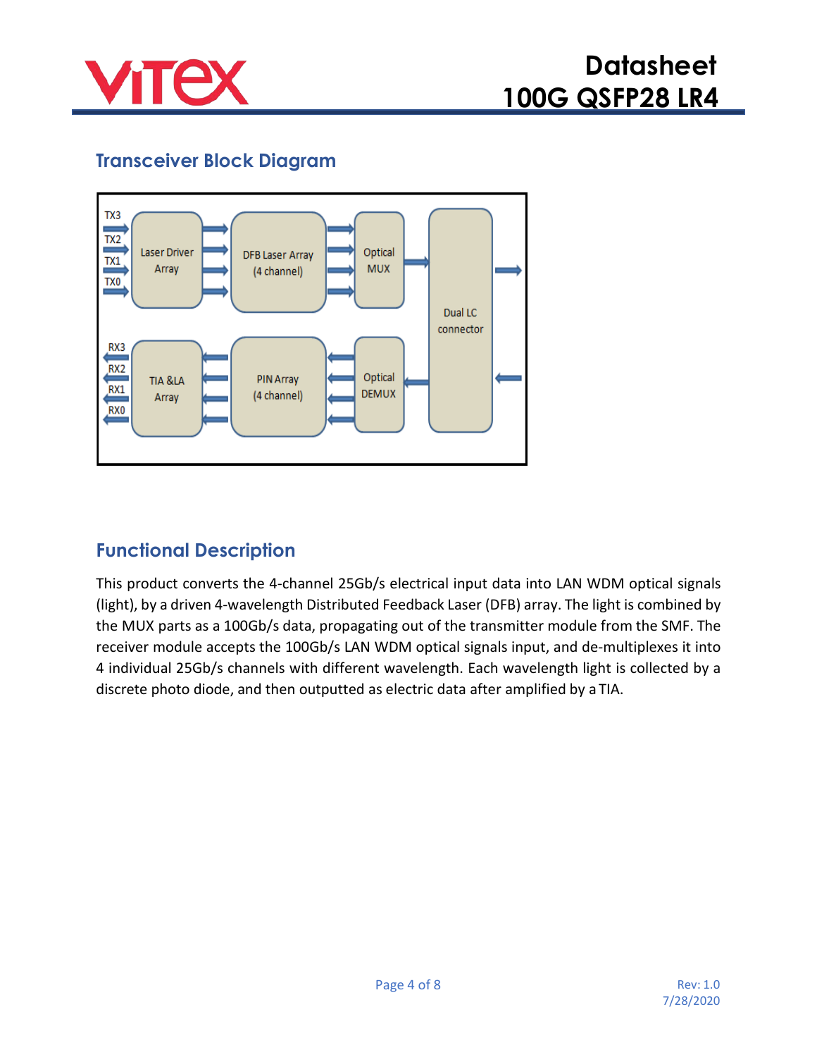## Transceiver Block Diagram

TX3
TX2
TX1
TX0

Laser Driver Array

DFB Laser Array (4 channel)

Optical MUX

Dual LC connector

RX3
RX2
RX1
RX0

TIA &LA Array

PIN Array (4 channel)

Optical DEMUX

## Functional Description

This product converts the 4-channel 25Gb/s electrical input data into LAN WDM optical signals (light), by a driven 4-wavelength Distributed Feedback Laser (DFB) array. The light is combined by the MUX parts as a 100Gb/s data, propagating out of the transmitter module from the SMF. The receiver module accepts the 100Gb/s LAN WDM optical signals input, and de-multiplexes it into 4 individual 25Gb/s channels with different wavelength. Each wavelength light is collected by a discrete photo diode, and then outputted as electric data after amplified by a TIA.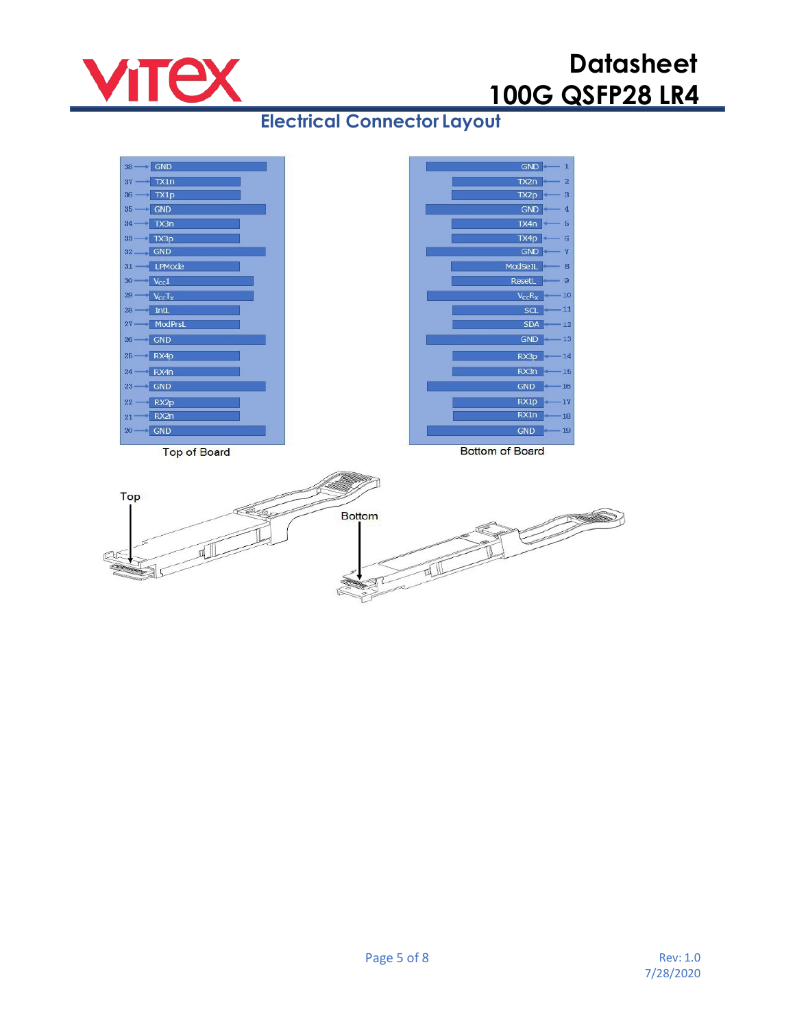## Electrical Connector Layout

| Pin | Top of Board | Pin | Bottom of Board |
|---|---|---|---|
| 38 | GND | 1 | GND |
| 37 | TX1n | 2 | TX2n |
| 36 | TX1p | 3 | TX2p |
| 35 | GND | 4 | GND |
| 34 | TX3n | 5 | TX4n |
| 33 | TX3p | 6 | TX4p |
| 32 | GND | 7 | GND |
| 31 | LPMode | 8 | ModSelL |
| 30 | $V_{CC}1$ | 9 | ResetL |
| 29 | $V_{CC}Tx$ | 10 | $V_{CC}Rx$ |
| 28 | IntL | 11 | SCL |
| 27 | ModPrsL | 12 | SDA |
| 26 | GND | 13 | GND |
| 25 | RX4p | 14 | RX3p |
| 24 | RX4n | 15 | RX3n |
| 23 | GND | 16 | GND |
| 22 | RX2p | 17 | RX1p |
| 21 | RX2n | 18 | RX1n |
| 20 | GND | 19 | GND |

Top of Board

Bottom of Board

Top

Bottom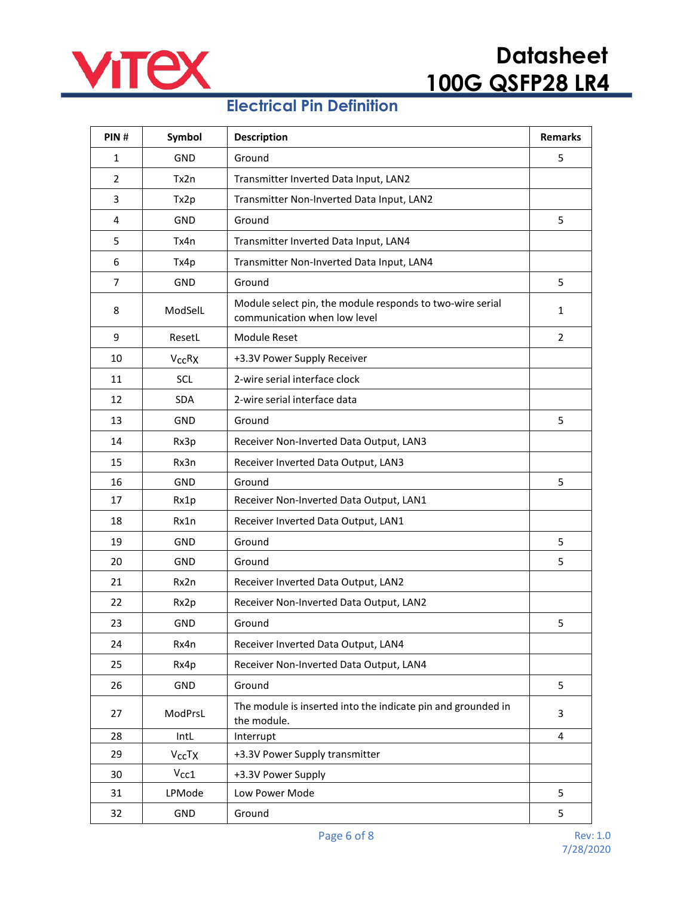## Electrical Pin Definition

| PIN # | Symbol | Description | Remarks |
|---|---|---|---|
| 1 | GND | Ground | 5 |
| 2 | Tx2n | Transmitter Inverted Data Input, LAN2 | |
| 3 | Tx2p | Transmitter Non-Inverted Data Input, LAN2 | |
| 4 | GND | Ground | 5 |
| 5 | Tx4n | Transmitter Inverted Data Input, LAN4 | |
| 6 | Tx4p | Transmitter Non-Inverted Data Input, LAN4 | |
| 7 | GND | Ground | 5 |
| 8 | ModSelL | Module select pin, the module responds to two-wire serial communication when low level | 1 |
| 9 | ResetL | Module Reset | 2 |
| 10 | $V_{CC}Rx$ | +3.3V Power Supply Receiver | |
| 11 | SCL | 2-wire serial interface clock | |
| 12 | SDA | 2-wire serial interface data | |
| 13 | GND | Ground | 5 |
| 14 | Rx3p | Receiver Non-Inverted Data Output, LAN3 | |
| 15 | Rx3n | Receiver Inverted Data Output, LAN3 | |
| 16 | GND | Ground | 5 |
| 17 | Rx1p | Receiver Non-Inverted Data Output, LAN1 | |
| 18 | Rx1n | Receiver Inverted Data Output, LAN1 | |
| 19 | GND | Ground | 5 |
| 20 | GND | Ground | 5 |
| 21 | Rx2n | Receiver Inverted Data Output, LAN2 | |
| 22 | Rx2p | Receiver Non-Inverted Data Output, LAN2 | |
| 23 | GND | Ground | 5 |
| 24 | Rx4n | Receiver Inverted Data Output, LAN4 | |
| 25 | Rx4p | Receiver Non-Inverted Data Output, LAN4 | |
| 26 | GND | Ground | 5 |
| 27 | ModPrsL | The module is inserted into the indicate pin and grounded in the module. | 3 |
| 28 | IntL | Interrupt | 4 |
| 29 | $V_{CC}Tx$ | +3.3V Power Supply transmitter | |
| 30 | $V_{CC}1$ | +3.3V Power Supply | |
| 31 | LPMode | Low Power Mode | 5 |
| 32 | GND | Ground | 5 |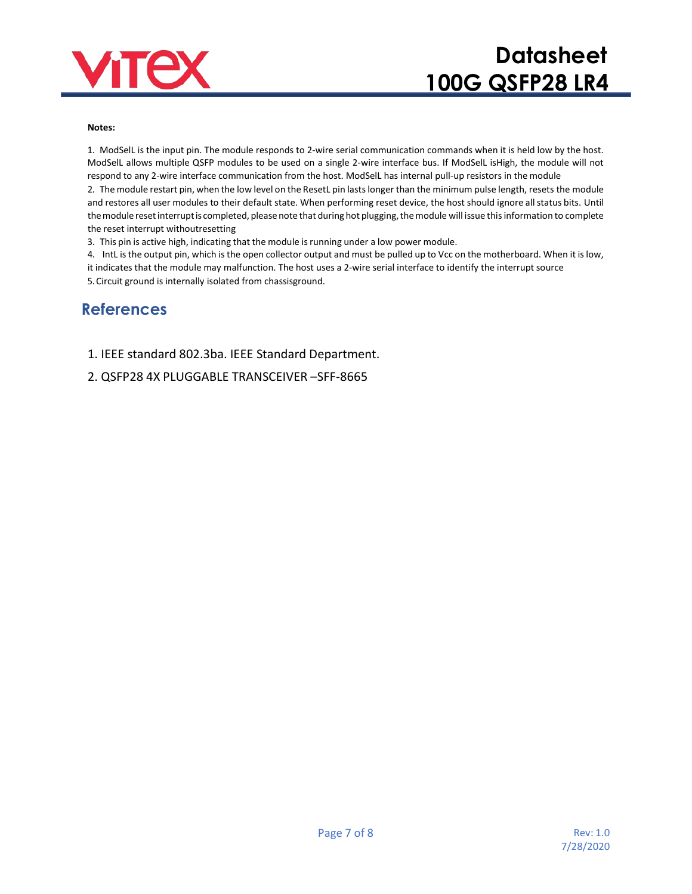**Notes:**

1. ModSelL is the input pin. The module responds to 2-wire serial communication commands when it is held low by the host. ModSelL allows multiple QSFP modules to be used on a single 2-wire interface bus. If ModSelL isHigh, the module will not respond to any 2-wire interface communication from the host. ModSelL has internal pull-up resistors in the module
2. The module restart pin, when the low level on the ResetL pin lasts longer than the minimum pulse length, resets the module and restores all user modules to their default state. When performing reset device, the host should ignore all status bits. Until the module reset interrupt is completed, please note that during hot plugging, the module will issue this information to complete the reset interrupt withoutresetting
3. This pin is active high, indicating that the module is running under a low power module.
4. IntL is the output pin, which is the open collector output and must be pulled up to Vcc on the motherboard. When it is low, it indicates that the module may malfunction. The host uses a 2-wire serial interface to identify the interrupt source
5. Circuit ground is internally isolated from chassisground.

## References

1. IEEE standard 802.3ba. IEEE Standard Department.
2. QSFP28 4X PLUGGABLE TRANSCEIVER –SFF-8665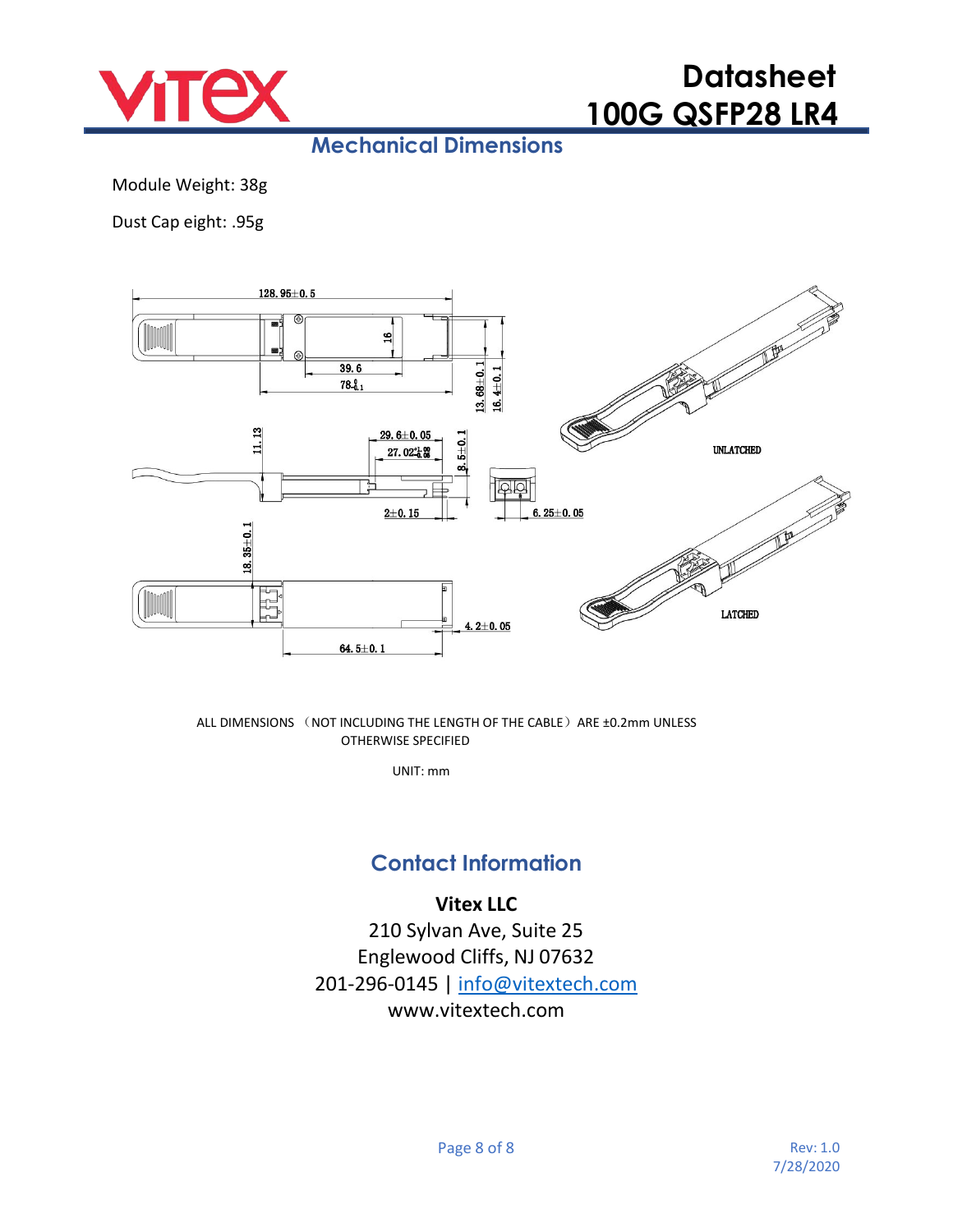## Mechanical Dimensions

Module Weight: 38g

Dust Cap eight: .95g

128.95±0.5

16

39.6

78

13.68±0.1

16.4±0.1

11.13

29.6±0.05

27.02

8.5±0.1

2±0.15

6.25±0.05

UNLATCHED

18.35±0.1

4.2±0.05

64.5±0.1

LATCHED

ALL DIMENSIONS （NOT INCLUDING THE LENGTH OF THE CABLE）ARE ±0.2mm UNLESS OTHERWISE SPECIFIED

UNIT: mm

## Contact Information

**Vitex LLC**

210 Sylvan Ave, Suite 25

Englewood Cliffs, NJ 07632

201-296-0145 | info@vitextech.com

www.vitextech.com

Rev: 1.0

7/28/2020